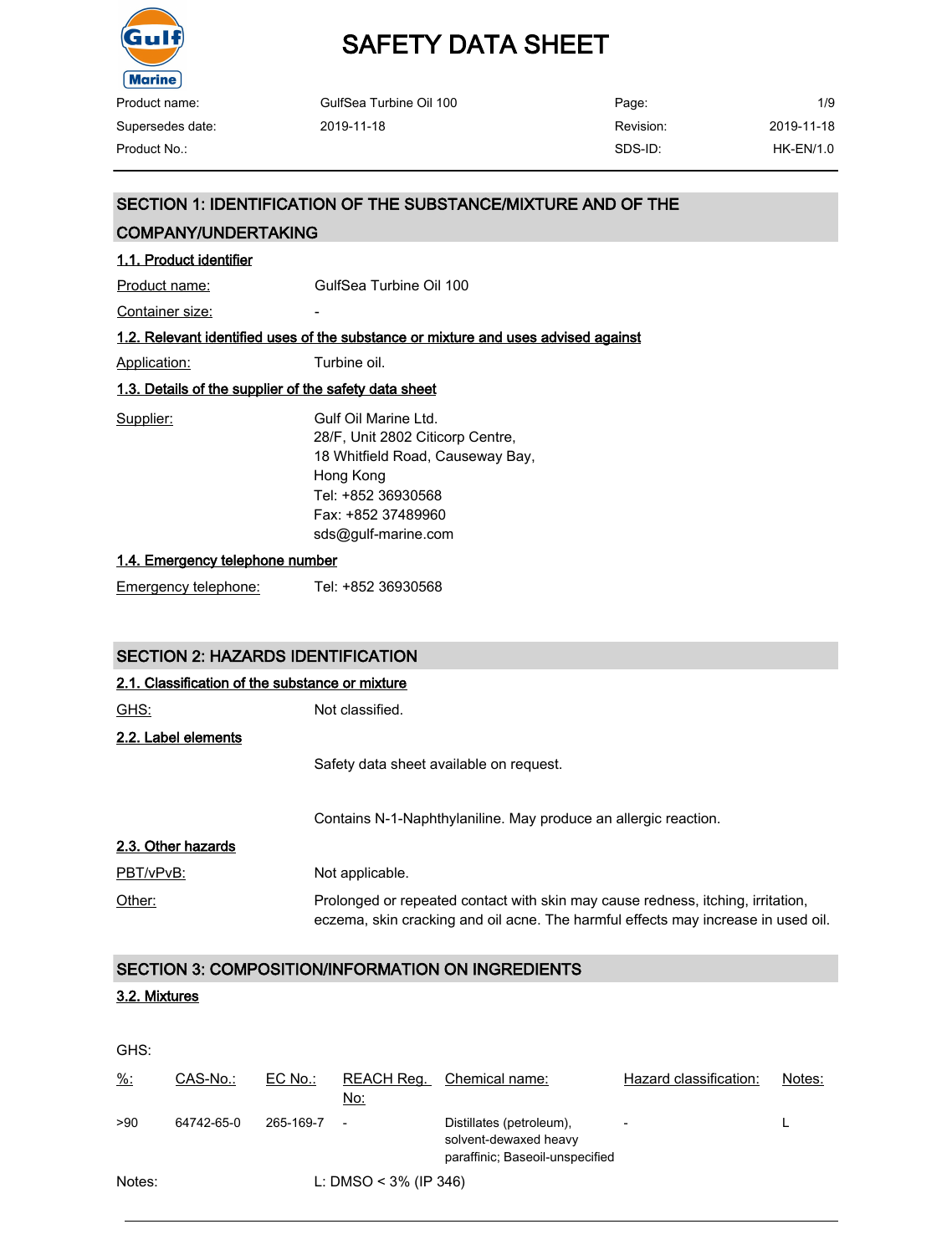# SAFETY DATA SHEET

| | | | |
|---|---|---|---|
| Product name: | GulfSea Turbine Oil 100 | Page: | 1/9 |
| Supersedes date: | 2019-11-18 | Revision: | 2019-11-18 |
| Product No.: | | SDS-ID: | HK-EN/1.0 |

## SECTION 1: IDENTIFICATION OF THE SUBSTANCE/MIXTURE AND OF THE COMPANY/UNDERTAKING

### 1.1. Product identifier

Product name: GulfSea Turbine Oil 100

Container size: -

### 1.2. Relevant identified uses of the substance or mixture and uses advised against

Application: Turbine oil.

### 1.3. Details of the supplier of the safety data sheet

Supplier:
Gulf Oil Marine Ltd.
28/F, Unit 2802 Citicorp Centre,
18 Whitfield Road, Causeway Bay,
Hong Kong
Tel: +852 36930568
Fax: +852 37489960
sds@gulf-marine.com

### 1.4. Emergency telephone number

Emergency telephone: Tel: +852 36930568

## SECTION 2: HAZARDS IDENTIFICATION

### 2.1. Classification of the substance or mixture

GHS: Not classified.

### 2.2. Label elements

Safety data sheet available on request.

Contains N-1-Naphthylaniline. May produce an allergic reaction.

### 2.3. Other hazards

PBT/vPvB: Not applicable.

Other: Prolonged or repeated contact with skin may cause redness, itching, irritation, eczema, skin cracking and oil acne. The harmful effects may increase in used oil.

## SECTION 3: COMPOSITION/INFORMATION ON INGREDIENTS

### 3.2. Mixtures

GHS:

| %: | CAS-No.: | EC No.: | REACH Reg. No: | Chemical name: | Hazard classification: | Notes: |
|---|---|---|---|---|---|---|
| >90 | 64742-65-0 | 265-169-7 | - | Distillates (petroleum), solvent-dewaxed heavy paraffinic; Baseoil-unspecified | - | L |

Notes: L: DMSO < 3% (IP 346)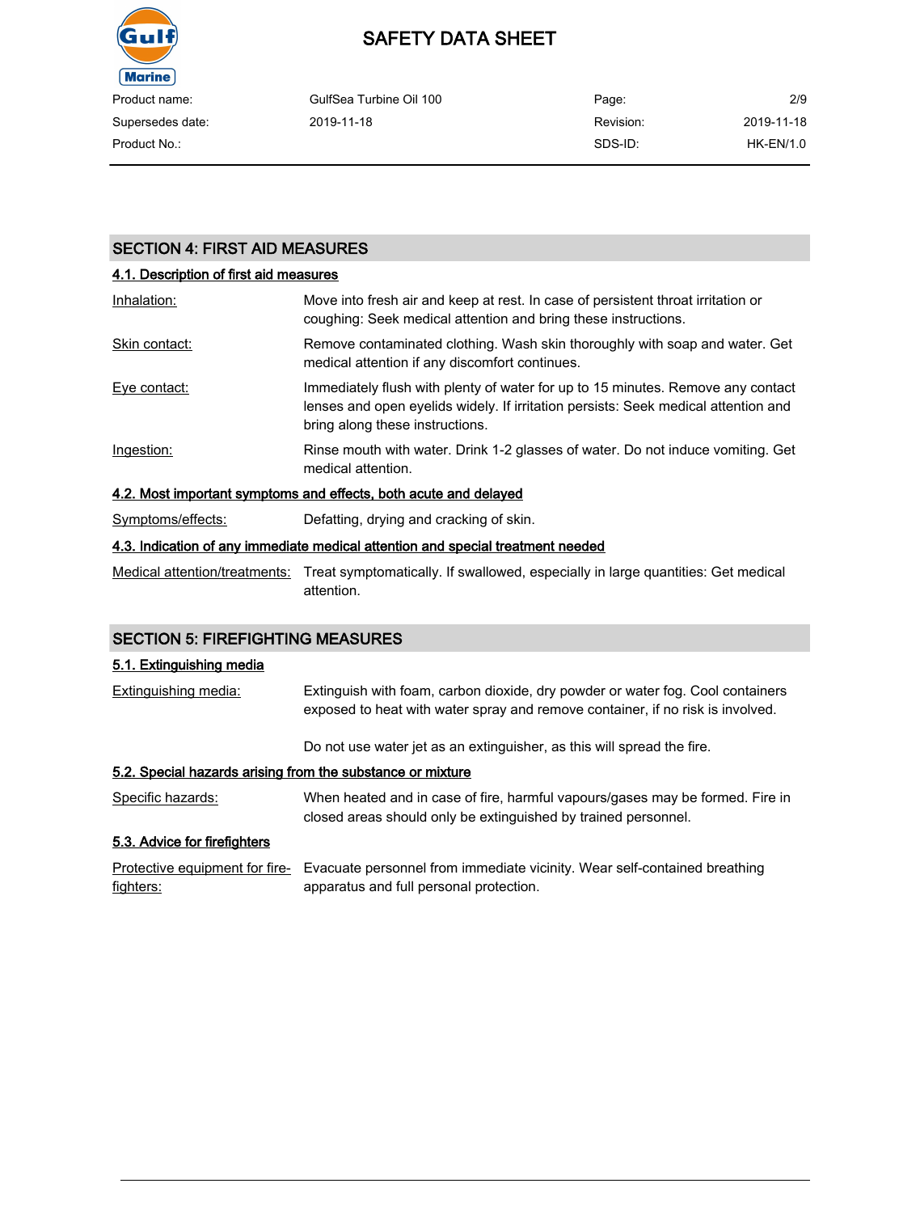## SECTION 4: FIRST AID MEASURES

### 4.1. Description of first aid measures

| | |
|---|---|
| Inhalation: | Move into fresh air and keep at rest. In case of persistent throat irritation or coughing: Seek medical attention and bring these instructions. |
| Skin contact: | Remove contaminated clothing. Wash skin thoroughly with soap and water. Get medical attention if any discomfort continues. |
| Eye contact: | Immediately flush with plenty of water for up to 15 minutes. Remove any contact lenses and open eyelids widely. If irritation persists: Seek medical attention and bring along these instructions. |
| Ingestion: | Rinse mouth with water. Drink 1-2 glasses of water. Do not induce vomiting. Get medical attention. |

### 4.2. Most important symptoms and effects, both acute and delayed

| | |
|---|---|
| Symptoms/effects: | Defatting, drying and cracking of skin. |

### 4.3. Indication of any immediate medical attention and special treatment needed

| | |
|---|---|
| Medical attention/treatments: | Treat symptomatically. If swallowed, especially in large quantities: Get medical attention. |

## SECTION 5: FIREFIGHTING MEASURES

### 5.1. Extinguishing media

| | |
|---|---|
| Extinguishing media: | Extinguish with foam, carbon dioxide, dry powder or water fog. Cool containers exposed to heat with water spray and remove container, if no risk is involved.<br><br>Do not use water jet as an extinguisher, as this will spread the fire. |

### 5.2. Special hazards arising from the substance or mixture

| | |
|---|---|
| Specific hazards: | When heated and in case of fire, harmful vapours/gases may be formed. Fire in closed areas should only be extinguished by trained personnel. |

### 5.3. Advice for firefighters

| | |
|---|---|
| Protective equipment for fire-fighters: | Evacuate personnel from immediate vicinity. Wear self-contained breathing apparatus and full personal protection. |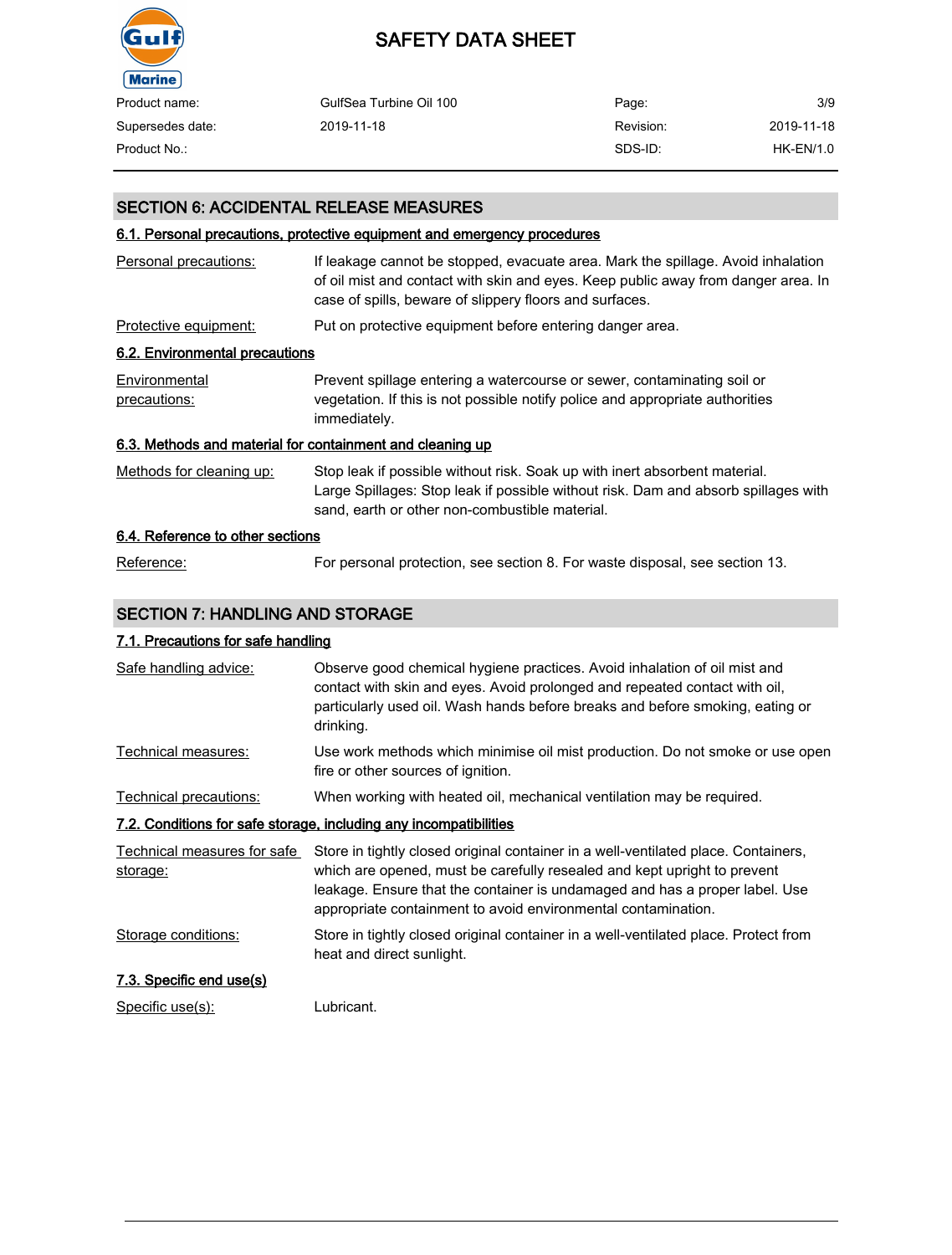## SECTION 6: ACCIDENTAL RELEASE MEASURES

### 6.1. Personal precautions, protective equipment and emergency procedures

| | |
|---|---|
| Personal precautions: | If leakage cannot be stopped, evacuate area. Mark the spillage. Avoid inhalation of oil mist and contact with skin and eyes. Keep public away from danger area. In case of spills, beware of slippery floors and surfaces. |
| Protective equipment: | Put on protective equipment before entering danger area. |

### 6.2. Environmental precautions

| | |
|---|---|
| Environmental precautions: | Prevent spillage entering a watercourse or sewer, contaminating soil or vegetation. If this is not possible notify police and appropriate authorities immediately. |

### 6.3. Methods and material for containment and cleaning up

| | |
|---|---|
| Methods for cleaning up: | Stop leak if possible without risk. Soak up with inert absorbent material. Large Spillages: Stop leak if possible without risk. Dam and absorb spillages with sand, earth or other non-combustible material. |

### 6.4. Reference to other sections

| | |
|---|---|
| Reference: | For personal protection, see section 8. For waste disposal, see section 13. |

## SECTION 7: HANDLING AND STORAGE

### 7.1. Precautions for safe handling

| | |
|---|---|
| Safe handling advice: | Observe good chemical hygiene practices. Avoid inhalation of oil mist and contact with skin and eyes. Avoid prolonged and repeated contact with oil, particularly used oil. Wash hands before breaks and before smoking, eating or drinking. |
| Technical measures: | Use work methods which minimise oil mist production. Do not smoke or use open fire or other sources of ignition. |
| Technical precautions: | When working with heated oil, mechanical ventilation may be required. |

### 7.2. Conditions for safe storage, including any incompatibilities

| | |
|---|---|
| Technical measures for safe storage: | Store in tightly closed original container in a well-ventilated place. Containers, which are opened, must be carefully resealed and kept upright to prevent leakage. Ensure that the container is undamaged and has a proper label. Use appropriate containment to avoid environmental contamination. |
| Storage conditions: | Store in tightly closed original container in a well-ventilated place. Protect from heat and direct sunlight. |

### 7.3. Specific end use(s)

| | |
|---|---|
| Specific use(s): | Lubricant. |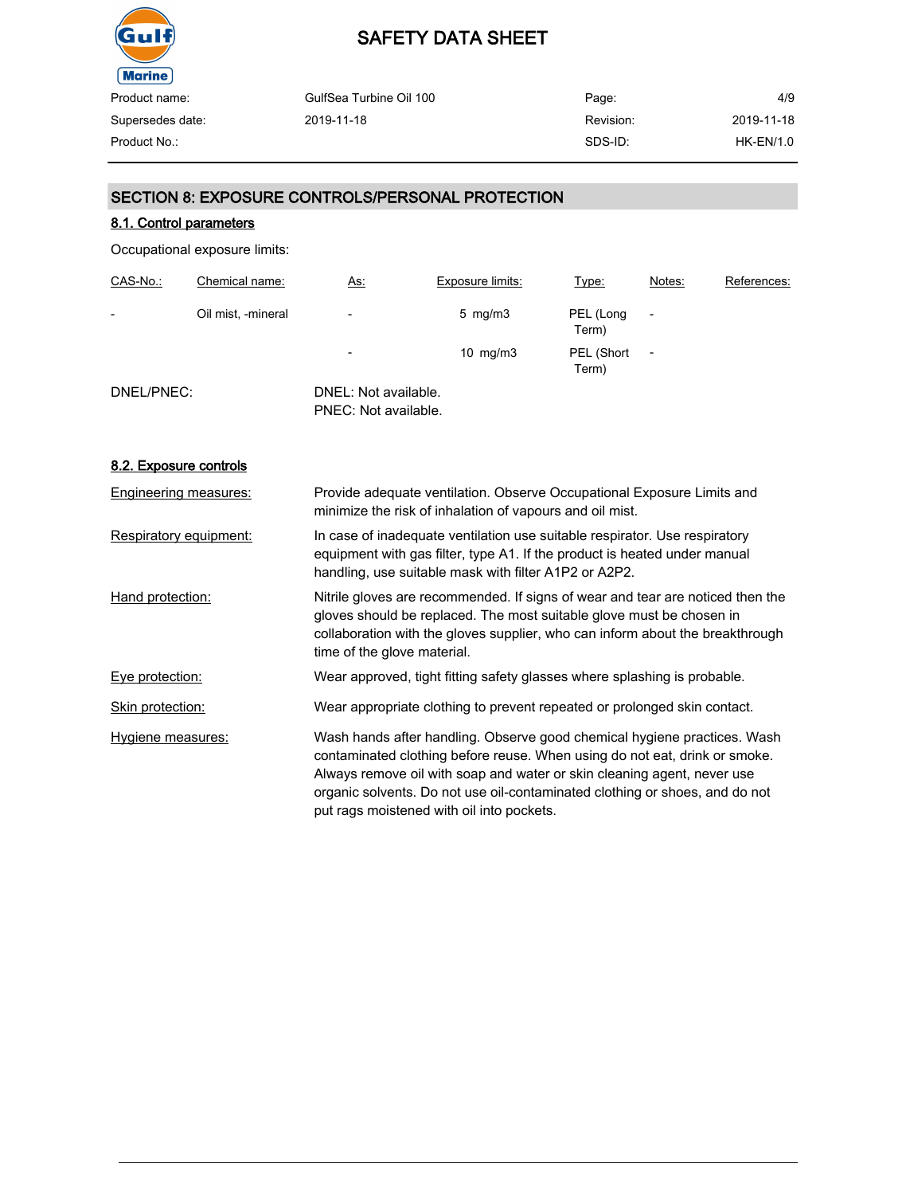## SECTION 8: EXPOSURE CONTROLS/PERSONAL PROTECTION

### 8.1. Control parameters

Occupational exposure limits:

| CAS-No.: | Chemical name: | As: | Exposure limits: | Type: | Notes: | References: |
|---|---|---|---|---|---|---|
| - | Oil mist, -mineral | - | 5 mg/m3 | PEL (Long Term) | - | |
| | | - | 10 mg/m3 | PEL (Short Term) | - | |

DNEL/PNEC:

DNEL: Not available.
PNEC: Not available.

### 8.2. Exposure controls

**Engineering measures:** Provide adequate ventilation. Observe Occupational Exposure Limits and minimize the risk of inhalation of vapours and oil mist.

**Respiratory equipment:** In case of inadequate ventilation use suitable respirator. Use respiratory equipment with gas filter, type A1. If the product is heated under manual handling, use suitable mask with filter A1P2 or A2P2.

**Hand protection:** Nitrile gloves are recommended. If signs of wear and tear are noticed then the gloves should be replaced. The most suitable glove must be chosen in collaboration with the gloves supplier, who can inform about the breakthrough time of the glove material.

**Eye protection:** Wear approved, tight fitting safety glasses where splashing is probable.

**Skin protection:** Wear appropriate clothing to prevent repeated or prolonged skin contact.

**Hygiene measures:** Wash hands after handling. Observe good chemical hygiene practices. Wash contaminated clothing before reuse. When using do not eat, drink or smoke. Always remove oil with soap and water or skin cleaning agent, never use organic solvents. Do not use oil-contaminated clothing or shoes, and do not put rags moistened with oil into pockets.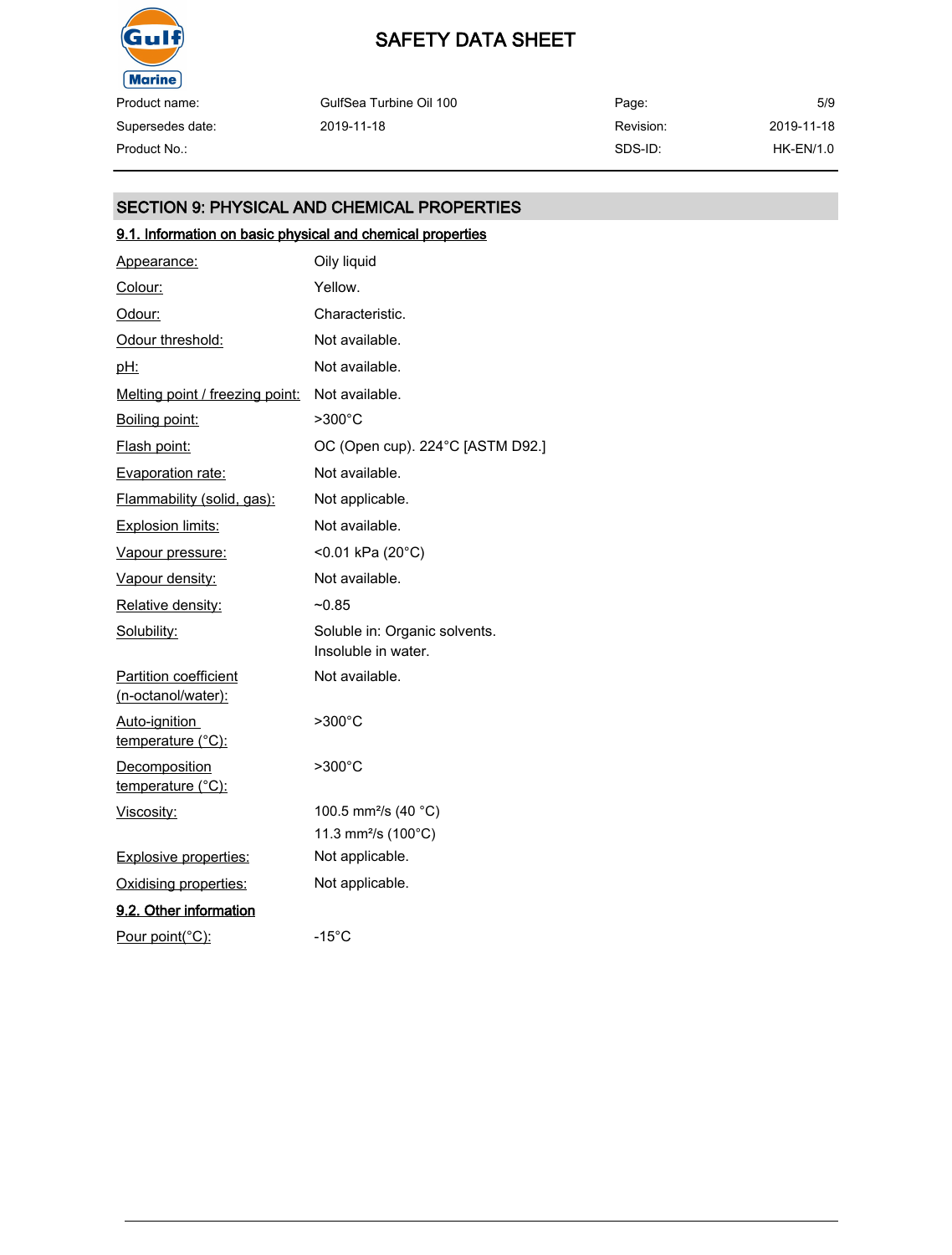## SECTION 9: PHYSICAL AND CHEMICAL PROPERTIES

### 9.1. Information on basic physical and chemical properties

| Property | Value |
|---|---|
| Appearance: | Oily liquid |
| Colour: | Yellow. |
| Odour: | Characteristic. |
| Odour threshold: | Not available. |
| pH: | Not available. |
| Melting point / freezing point: | Not available. |
| Boiling point: | >300°C |
| Flash point: | OC (Open cup). 224°C [ASTM D92.] |
| Evaporation rate: | Not available. |
| Flammability (solid, gas): | Not applicable. |
| Explosion limits: | Not available. |
| Vapour pressure: | <0.01 kPa (20°C) |
| Vapour density: | Not available. |
| Relative density: | ~0.85 |
| Solubility: | Soluble in: Organic solvents.<br>Insoluble in water. |
| Partition coefficient (n-octanol/water): | Not available. |
| Auto-ignition temperature (°C): | >300°C |
| Decomposition temperature (°C): | >300°C |
| Viscosity: | 100.5 mm²/s (40 °C)<br>11.3 mm²/s (100°C) |
| Explosive properties: | Not applicable. |
| Oxidising properties: | Not applicable. |

### 9.2. Other information

| Property | Value |
|---|---|
| Pour point(°C): | -15°C |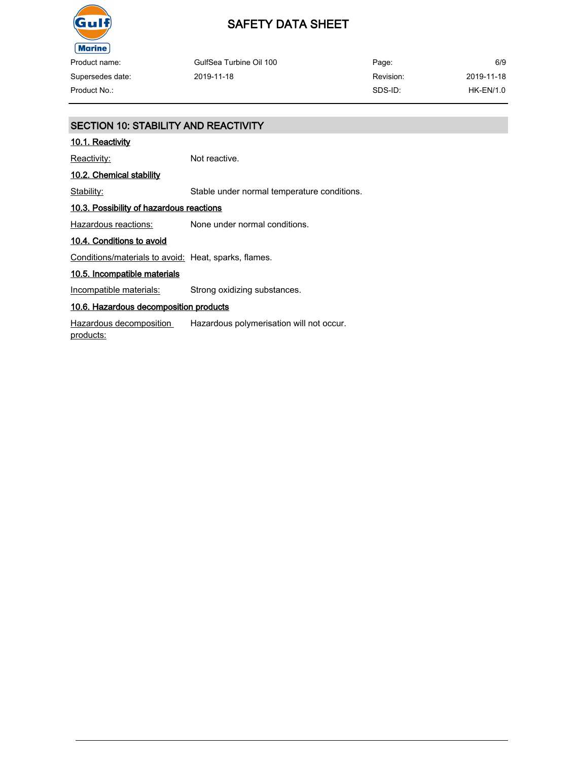## SECTION 10: STABILITY AND REACTIVITY

### 10.1. Reactivity

Reactivity: Not reactive.

### 10.2. Chemical stability

Stability: Stable under normal temperature conditions.

### 10.3. Possibility of hazardous reactions

Hazardous reactions: None under normal conditions.

### 10.4. Conditions to avoid

Conditions/materials to avoid: Heat, sparks, flames.

### 10.5. Incompatible materials

Incompatible materials: Strong oxidizing substances.

### 10.6. Hazardous decomposition products

Hazardous decomposition products: Hazardous polymerisation will not occur.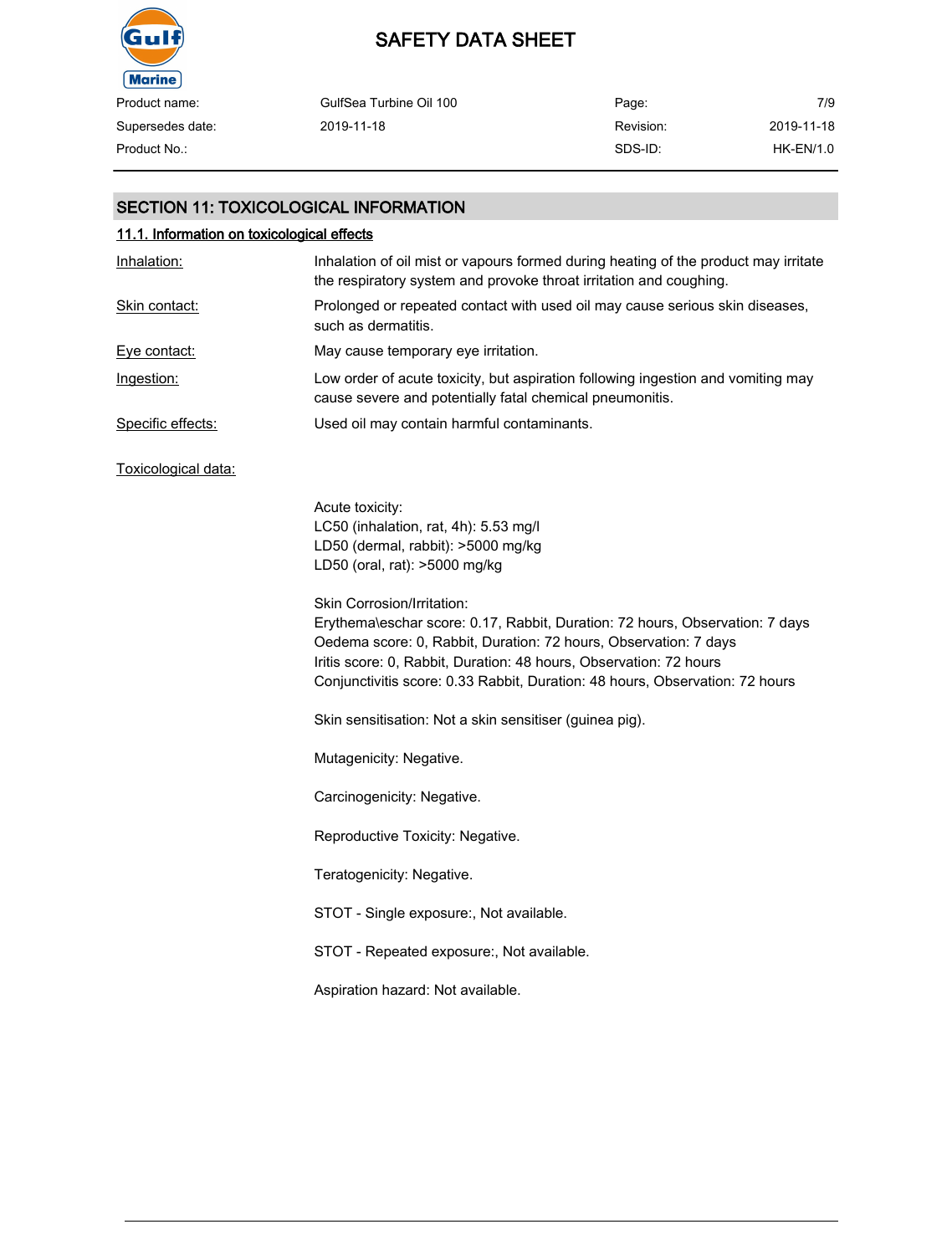## SECTION 11: TOXICOLOGICAL INFORMATION

### 11.1. Information on toxicological effects

**Inhalation:** Inhalation of oil mist or vapours formed during heating of the product may irritate the respiratory system and provoke throat irritation and coughing.

**Skin contact:** Prolonged or repeated contact with used oil may cause serious skin diseases, such as dermatitis.

**Eye contact:** May cause temporary eye irritation.

**Ingestion:** Low order of acute toxicity, but aspiration following ingestion and vomiting may cause severe and potentially fatal chemical pneumonitis.

**Specific effects:** Used oil may contain harmful contaminants.

**Toxicological data:**

Acute toxicity:
LC50 (inhalation, rat, 4h): 5.53 mg/l
LD50 (dermal, rabbit): >5000 mg/kg
LD50 (oral, rat): >5000 mg/kg

Skin Corrosion/Irritation:
Erythema\eschar score: 0.17, Rabbit, Duration: 72 hours, Observation: 7 days
Oedema score: 0, Rabbit, Duration: 72 hours, Observation: 7 days
Iritis score: 0, Rabbit, Duration: 48 hours, Observation: 72 hours
Conjunctivitis score: 0.33 Rabbit, Duration: 48 hours, Observation: 72 hours

Skin sensitisation: Not a skin sensitiser (guinea pig).

Mutagenicity: Negative.

Carcinogenicity: Negative.

Reproductive Toxicity: Negative.

Teratogenicity: Negative.

STOT - Single exposure:, Not available.

STOT - Repeated exposure:, Not available.

Aspiration hazard: Not available.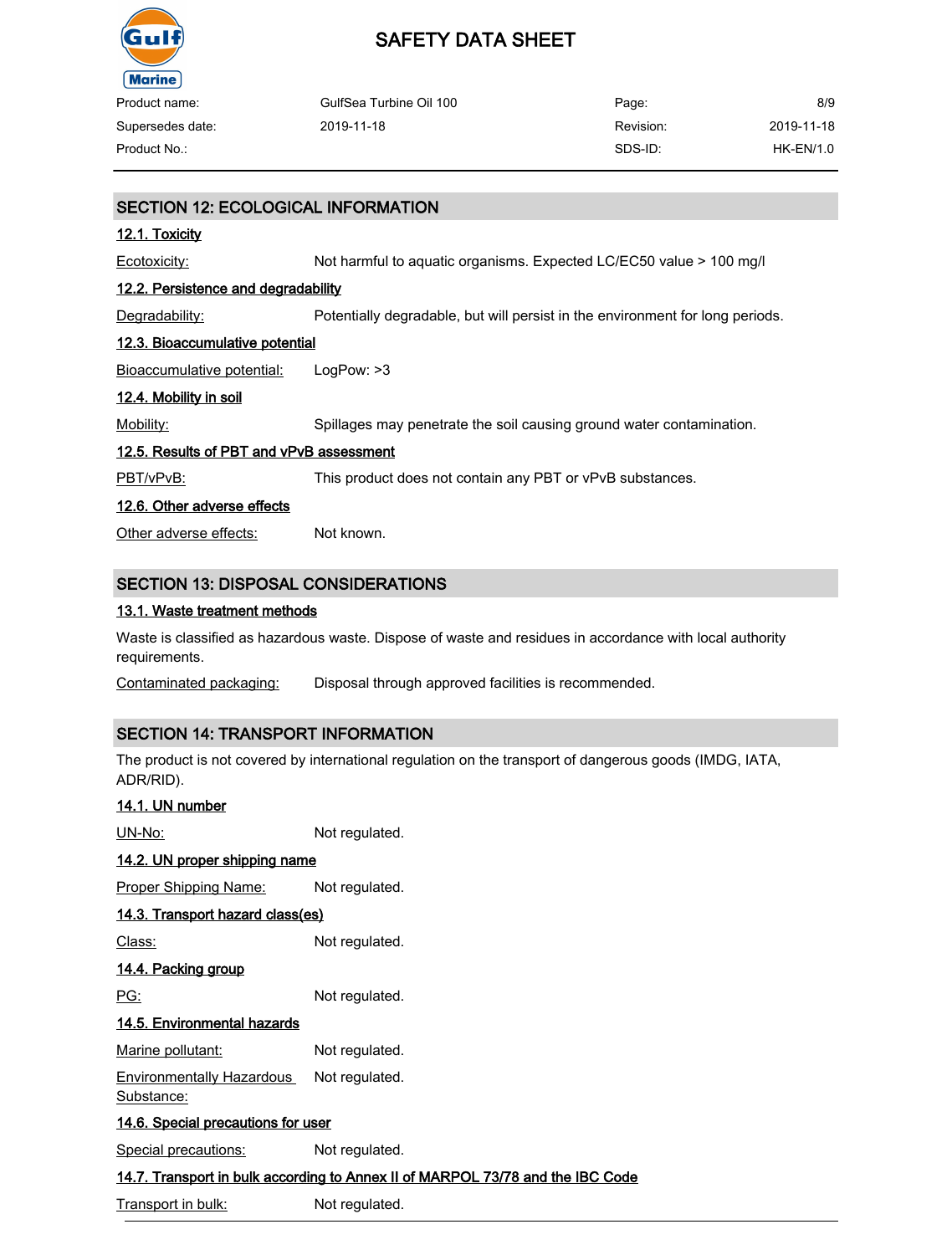## SECTION 12: ECOLOGICAL INFORMATION

### 12.1. Toxicity

Ecotoxicity: Not harmful to aquatic organisms. Expected LC/EC50 value > 100 mg/l

### 12.2. Persistence and degradability

Degradability: Potentially degradable, but will persist in the environment for long periods.

### 12.3. Bioaccumulative potential

Bioaccumulative potential: LogPow: >3

### 12.4. Mobility in soil

Mobility: Spillages may penetrate the soil causing ground water contamination.

### 12.5. Results of PBT and vPvB assessment

PBT/vPvB: This product does not contain any PBT or vPvB substances.

### 12.6. Other adverse effects

Other adverse effects: Not known.

## SECTION 13: DISPOSAL CONSIDERATIONS

### 13.1. Waste treatment methods

Waste is classified as hazardous waste. Dispose of waste and residues in accordance with local authority requirements.

Contaminated packaging: Disposal through approved facilities is recommended.

## SECTION 14: TRANSPORT INFORMATION

The product is not covered by international regulation on the transport of dangerous goods (IMDG, IATA, ADR/RID).

### 14.1. UN number

UN-No: Not regulated.

### 14.2. UN proper shipping name

Proper Shipping Name: Not regulated.

### 14.3. Transport hazard class(es)

Class: Not regulated.

### 14.4. Packing group

PG: Not regulated.

### 14.5. Environmental hazards

Marine pollutant: Not regulated.

Environmentally Hazardous Substance: Not regulated.

### 14.6. Special precautions for user

Special precautions: Not regulated.

### 14.7. Transport in bulk according to Annex II of MARPOL 73/78 and the IBC Code

Transport in bulk: Not regulated.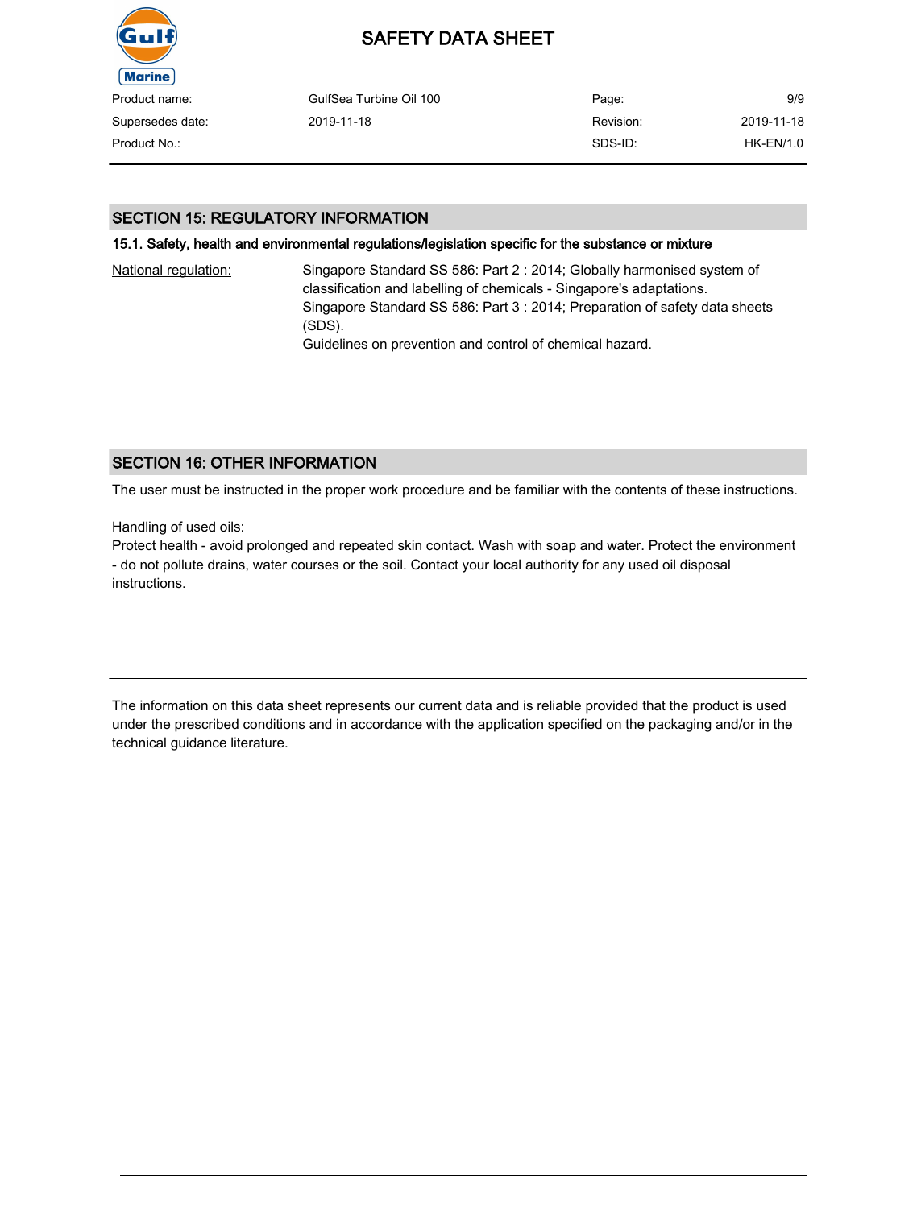## SECTION 15: REGULATORY INFORMATION

### 15.1. Safety, health and environmental regulations/legislation specific for the substance or mixture

National regulation: Singapore Standard SS 586: Part 2 : 2014; Globally harmonised system of classification and labelling of chemicals - Singapore's adaptations.
Singapore Standard SS 586: Part 3 : 2014; Preparation of safety data sheets (SDS).
Guidelines on prevention and control of chemical hazard.

## SECTION 16: OTHER INFORMATION

The user must be instructed in the proper work procedure and be familiar with the contents of these instructions.

Handling of used oils:
Protect health - avoid prolonged and repeated skin contact. Wash with soap and water. Protect the environment - do not pollute drains, water courses or the soil. Contact your local authority for any used oil disposal instructions.

---

The information on this data sheet represents our current data and is reliable provided that the product is used under the prescribed conditions and in accordance with the application specified on the packaging and/or in the technical guidance literature.